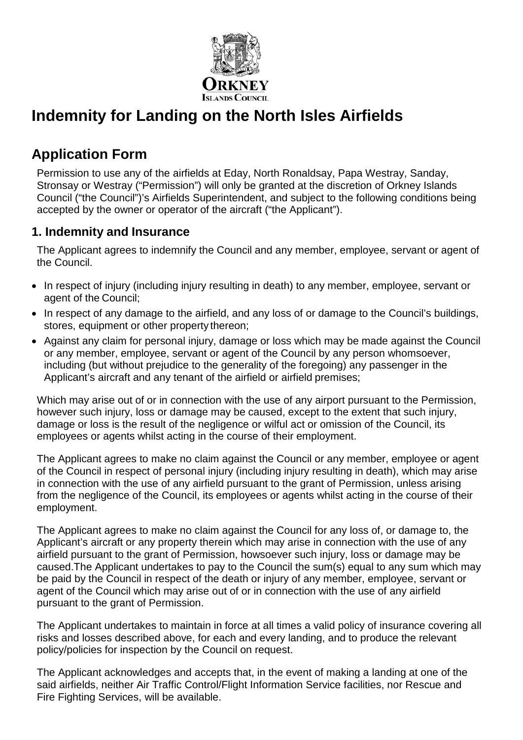# Indemnity for Landing on the North Isles Airfields

## Application Form

Permission to use any of the airfields at Eday, North Ronaldsay, Papa Westray, Sanday, Stronsay or Westray ("Permission") will only be granted at the discretion of Orkney Islands Council ("the Council")'s Airfields Superintendent, and subject to the following conditions being accepted by the owner or operator of the aircraft ("the Applicant").

### 1. Indemnity and Insurance

The Applicant agrees to indemnify the Council and any member, employee, servant or agent of the Council.

- In respect of injury (including injury resulting in death) to any member, employee, servant or agent of the Council;
- In respect of any damage to the airfield, and any loss of or damage to the Council's buildings, stores, equipment or other property thereon;
- Against any claim for personal injury, damage or loss which may be made against the Council or any member, employee, servant or agent of the Council by any person whomsoever, including (but without prejudice to the generality of the foregoing) any passenger in the Applicant's aircraft and any tenant of the airfield or airfield premises;

Which may arise out of or in connection with the use of any airport pursuant to the Permission, however such injury, loss or damage may be caused, except to the extent that such injury, damage or loss is the result of the negligence or wilful act or omission of the Council, its employees or agents whilst acting in the course of their employment.

The Applicant agrees to make no claim against the Council or any member, employee or agent of the Council in respect of personal injury (including injury resulting in death), which may arise in connection with the use of any airfield pursuant to the grant of Permission, unless arising from the negligence of the Council, its employees or agents whilst acting in the course of their employment.

The Applicant agrees to make no claim against the Council for any loss of, or damage to, the Applicant's aircraft or any property therein which may arise in connection with the use of any airfield pursuant to the grant of Permission, howsoever such injury, loss or damage may be caused.The Applicant undertakes to pay to the Council the sum(s) equal to any sum which may be paid by the Council in respect of the death or injury of any member, employee, servant or agent of the Council which may arise out of or in connection with the use of any airfield pursuant to the grant of Permission.

The Applicant undertakes to maintain in force at all times a valid policy of insurance covering all risks and losses described above, for each and every landing, and to produce the relevant policy/policies for inspection by the Council on request.

The Applicant acknowledges and accepts that, in the event of making a landing at one of the said airfields, neither Air Traffic Control/Flight Information Service facilities, nor Rescue and Fire Fighting Services, will be available.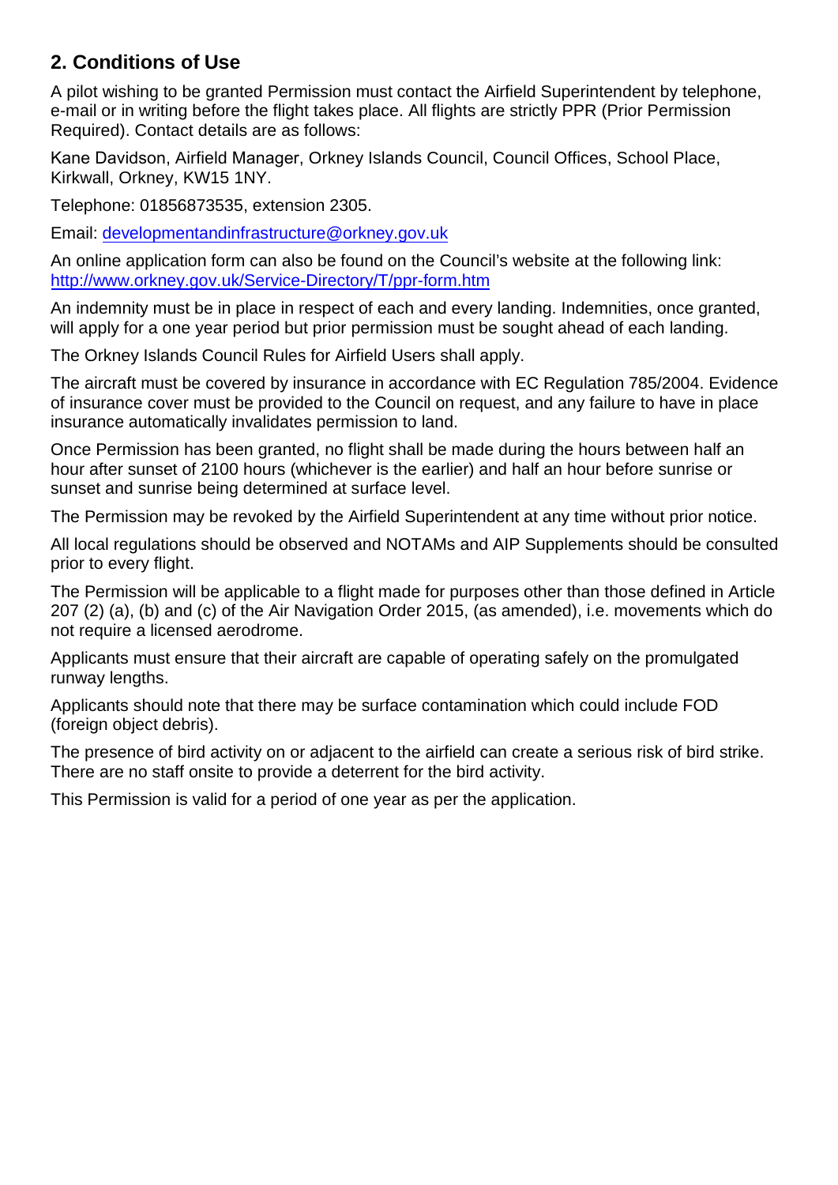## 2. Conditions of Use

A pilot wishing to be granted Permission must contact the Airfield Superintendent by telephone, e-mail or in writing before the flight takes place. All flights are strictly PPR (Prior Permission Required). Contact details are as follows:

Kane Davidson, Airfield Manager, Orkney Islands Council, Council Offices, School Place, Kirkwall, Orkney, KW15 1NY.

Telephone: 01856873535, extension 2305.

Email: [developmentandinfrastructure@orkney.gov.uk](mailto:developmentandinfrastructure@orkney.gov.uk)

An online application form can also be found on the Council's website at the following link: [http://www.orkney.gov.uk/Service-Directory/T/ppr-form.htm](http://www.orkney.gov.uk/Service-Directory/T/ppr-form.htm)

An indemnity must be in place in respect of each and every landing. Indemnities, once granted, will apply for a one year period but prior permission must be sought ahead of each landing.

The Orkney Islands Council Rules for Airfield Users shall apply.

The aircraft must be covered by insurance in accordance with EC Regulation 785/2004. Evidence of insurance cover must be provided to the Council on request, and any failure to have in place insurance automatically invalidates permission to land.

Once Permission has been granted, no flight shall be made during the hours between half an hour after sunset of 2100 hours (whichever is the earlier) and half an hour before sunrise or sunset and sunrise being determined at surface level.

The Permission may be revoked by the Airfield Superintendent at any time without prior notice.

All local regulations should be observed and NOTAMs and AIP Supplements should be consulted prior to every flight.

The Permission will be applicable to a flight made for purposes other than those defined in Article 207 (2) (a), (b) and (c) of the Air Navigation Order 2015, (as amended), i.e. movements which do not require a licensed aerodrome.

Applicants must ensure that their aircraft are capable of operating safely on the promulgated runway lengths.

Applicants should note that there may be surface contamination which could include FOD (foreign object debris).

The presence of bird activity on or adjacent to the airfield can create a serious risk of bird strike. There are no staff onsite to provide a deterrent for the bird activity.

This Permission is valid for a period of one year as per the application.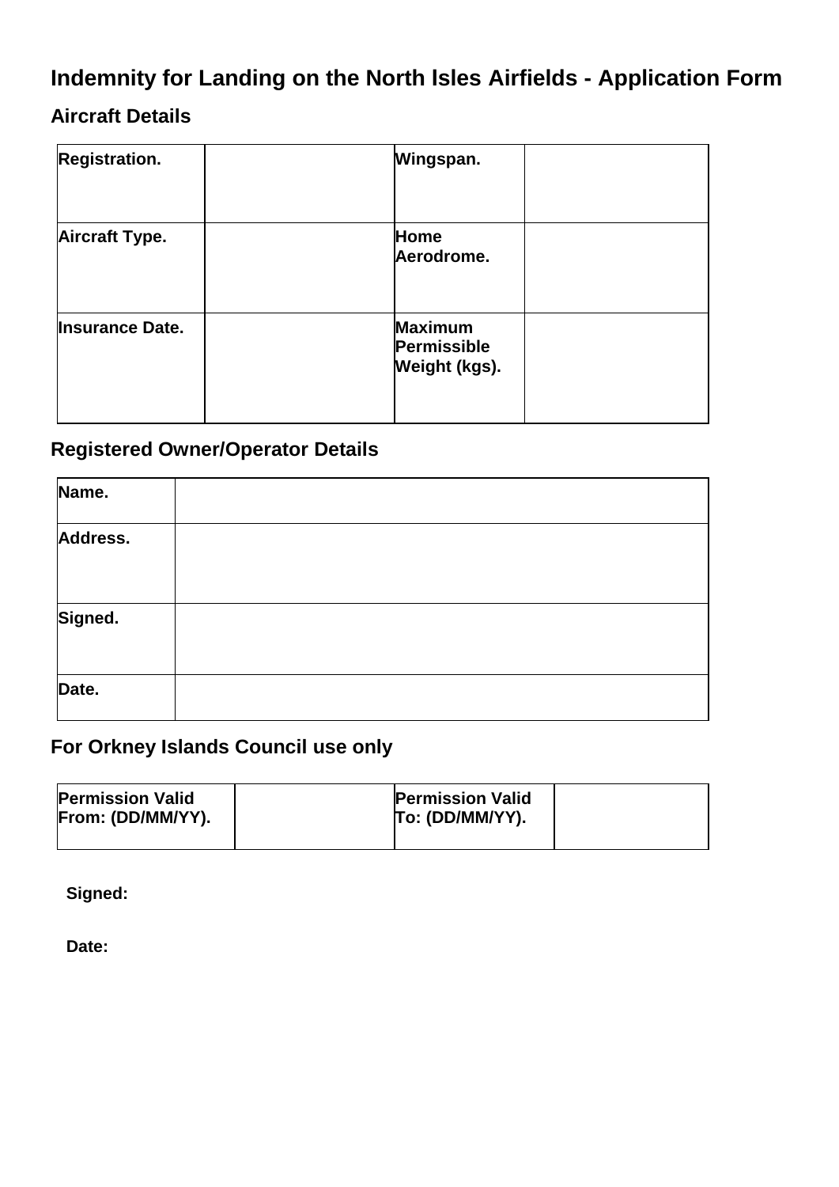# Indemnity for Landing on the North Isles Airfields - Application Form

## Aircraft Details

| | | | |
|---|---|---|---|
| **Registration.** | | **Wingspan.** | |
| **Aircraft Type.** | | **Home Aerodrome.** | |
| **Insurance Date.** | | **Maximum Permissible Weight (kgs).** | |

## Registered Owner/Operator Details

| | |
|---|---|
| **Name.** | |
| **Address.** | |
| **Signed.** | |
| **Date.** | |

## For Orkney Islands Council use only

| | | | |
|---|---|---|---|
| **Permission Valid From: (DD/MM/YY).** | | **Permission Valid To: (DD/MM/YY).** | |

**Signed:**

**Date:**